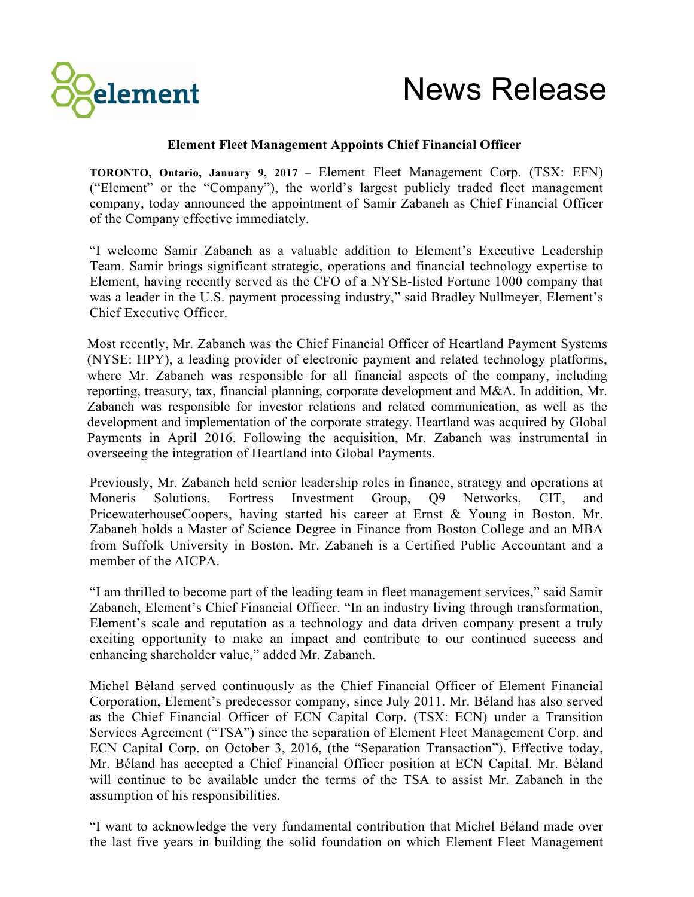# News Release

**Element Fleet Management Appoints Chief Financial Officer**

**TORONTO, Ontario, January 9, 2017** – Element Fleet Management Corp. (TSX: EFN) (“Element” or the “Company”), the world’s largest publicly traded fleet management company, today announced the appointment of Samir Zabaneh as Chief Financial Officer of the Company effective immediately.

“I welcome Samir Zabaneh as a valuable addition to Element’s Executive Leadership Team. Samir brings significant strategic, operations and financial technology expertise to Element, having recently served as the CFO of a NYSE-listed Fortune 1000 company that was a leader in the U.S. payment processing industry,” said Bradley Nullmeyer, Element’s Chief Executive Officer.

Most recently, Mr. Zabaneh was the Chief Financial Officer of Heartland Payment Systems (NYSE: HPY), a leading provider of electronic payment and related technology platforms, where Mr. Zabaneh was responsible for all financial aspects of the company, including reporting, treasury, tax, financial planning, corporate development and M&A. In addition, Mr. Zabaneh was responsible for investor relations and related communication, as well as the development and implementation of the corporate strategy. Heartland was acquired by Global Payments in April 2016. Following the acquisition, Mr. Zabaneh was instrumental in overseeing the integration of Heartland into Global Payments.

Previously, Mr. Zabaneh held senior leadership roles in finance, strategy and operations at Moneris Solutions, Fortress Investment Group, Q9 Networks, CIT, and PricewaterhouseCoopers, having started his career at Ernst & Young in Boston. Mr. Zabaneh holds a Master of Science Degree in Finance from Boston College and an MBA from Suffolk University in Boston. Mr. Zabaneh is a Certified Public Accountant and a member of the AICPA.

“I am thrilled to become part of the leading team in fleet management services,” said Samir Zabaneh, Element’s Chief Financial Officer. “In an industry living through transformation, Element’s scale and reputation as a technology and data driven company present a truly exciting opportunity to make an impact and contribute to our continued success and enhancing shareholder value,” added Mr. Zabaneh.

Michel Béland served continuously as the Chief Financial Officer of Element Financial Corporation, Element’s predecessor company, since July 2011. Mr. Béland has also served as the Chief Financial Officer of ECN Capital Corp. (TSX: ECN) under a Transition Services Agreement (“TSA”) since the separation of Element Fleet Management Corp. and ECN Capital Corp. on October 3, 2016, (the “Separation Transaction”). Effective today, Mr. Béland has accepted a Chief Financial Officer position at ECN Capital. Mr. Béland will continue to be available under the terms of the TSA to assist Mr. Zabaneh in the assumption of his responsibilities.

“I want to acknowledge the very fundamental contribution that Michel Béland made over the last five years in building the solid foundation on which Element Fleet Management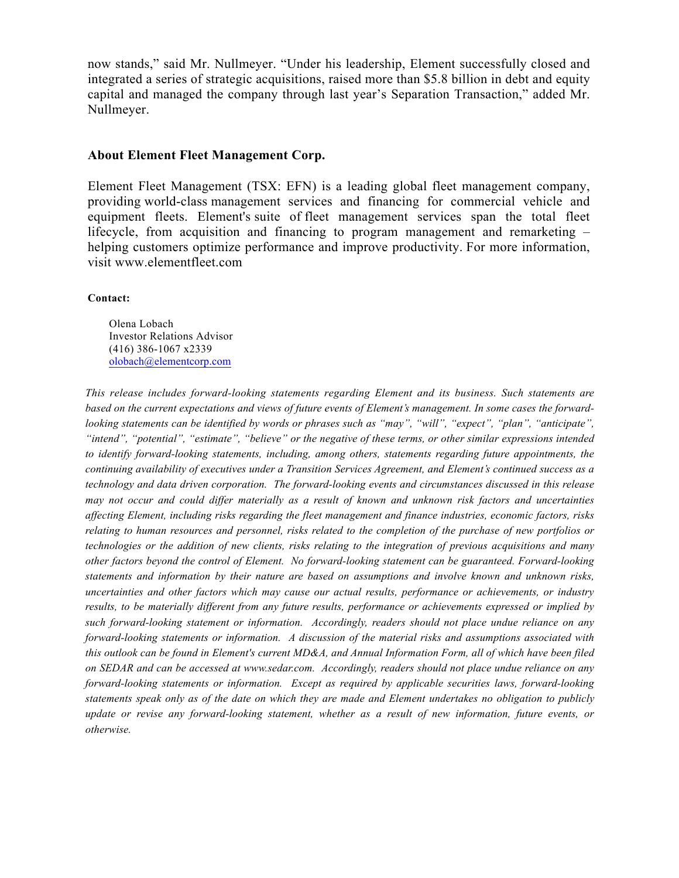now stands," said Mr. Nullmeyer. "Under his leadership, Element successfully closed and integrated a series of strategic acquisitions, raised more than $5.8 billion in debt and equity capital and managed the company through last year's Separation Transaction," added Mr. Nullmeyer.

## About Element Fleet Management Corp.

Element Fleet Management (TSX: EFN) is a leading global fleet management company, providing world-class management services and financing for commercial vehicle and equipment fleets. Element's suite of fleet management services span the total fleet lifecycle, from acquisition and financing to program management and remarketing – helping customers optimize performance and improve productivity. For more information, visit www.elementfleet.com

**Contact:**

Olena Lobach
Investor Relations Advisor
(416) 386-1067 x2339
olobach@elementcorp.com

*This release includes forward-looking statements regarding Element and its business. Such statements are based on the current expectations and views of future events of Element's management. In some cases the forward-looking statements can be identified by words or phrases such as "may", "will", "expect", "plan", "anticipate", "intend", "potential", "estimate", "believe" or the negative of these terms, or other similar expressions intended to identify forward-looking statements, including, among others, statements regarding future appointments, the continuing availability of executives under a Transition Services Agreement, and Element's continued success as a technology and data driven corporation. The forward-looking events and circumstances discussed in this release may not occur and could differ materially as a result of known and unknown risk factors and uncertainties affecting Element, including risks regarding the fleet management and finance industries, economic factors, risks relating to human resources and personnel, risks related to the completion of the purchase of new portfolios or technologies or the addition of new clients, risks relating to the integration of previous acquisitions and many other factors beyond the control of Element. No forward-looking statement can be guaranteed. Forward-looking statements and information by their nature are based on assumptions and involve known and unknown risks, uncertainties and other factors which may cause our actual results, performance or achievements, or industry results, to be materially different from any future results, performance or achievements expressed or implied by such forward-looking statement or information. Accordingly, readers should not place undue reliance on any forward-looking statements or information. A discussion of the material risks and assumptions associated with this outlook can be found in Element's current MD&A, and Annual Information Form, all of which have been filed on SEDAR and can be accessed at www.sedar.com. Accordingly, readers should not place undue reliance on any forward-looking statements or information. Except as required by applicable securities laws, forward-looking statements speak only as of the date on which they are made and Element undertakes no obligation to publicly update or revise any forward-looking statement, whether as a result of new information, future events, or otherwise.*